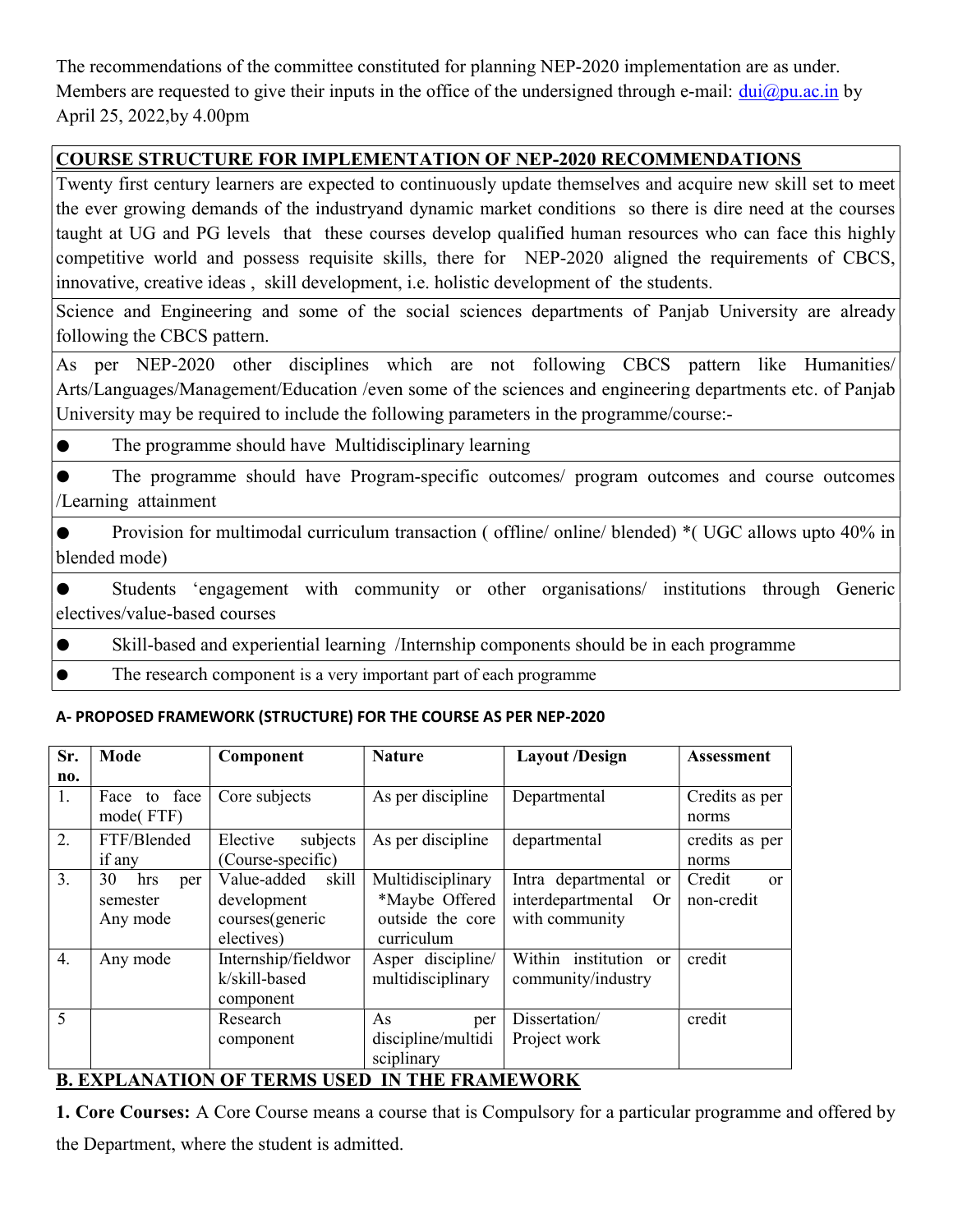The recommendations of the committee constituted for planning NEP-2020 implementation are as under. Members are requested to give their inputs in the office of the undersigned through e-mail: dui@pu.ac.in by April 25, 2022,by 4.00pm

## COURSE STRUCTURE FOR IMPLEMENTATION OF NEP-2020 RECOMMENDATIONS

Twenty first century learners are expected to continuously update themselves and acquire new skill set to meet the ever growing demands of the industryand dynamic market conditions so there is dire need at the courses taught at UG and PG levels that these courses develop qualified human resources who can face this highly competitive world and possess requisite skills, there for NEP-2020 aligned the requirements of CBCS, innovative, creative ideas , skill development, i.e. holistic development of the students.

Science and Engineering and some of the social sciences departments of Panjab University are already following the CBCS pattern.

As per NEP-2020 other disciplines which are not following CBCS pattern like Humanities/ Arts/Languages/Management/Education /even some of the sciences and engineering departments etc. of Panjab University may be required to include the following parameters in the programme/course:-

- The programme should have Multidisciplinary learning
- The programme should have Program-specific outcomes/ program outcomes and course outcomes /Learning attainment
- Provision for multimodal curriculum transaction ( offline/ online/ blended) *( UGC allows upto 40% in blended mode)
- Students 'engagement with community or other organisations/ institutions through Generic electives/value-based courses
- Skill-based and experiential learning /Internship components should be in each programme
- The research component is a very important part of each programme

### A- PROPOSED FRAMEWORK (STRUCTURE) FOR THE COURSE AS PER NEP-2020

| Sr. no. | Mode | Component | Nature | Layout /Design | Assessment |
|---|---|---|---|---|---|
| 1. | Face to face mode( FTF) | Core subjects | As per discipline | Departmental | Credits as per norms |
| 2. | FTF/Blended if any | Elective subjects (Course-specific) | As per discipline | departmental | credits as per norms |
| 3. | 30 hrs per semester Any mode | Value-added skill development courses(generic electives) | Multidisciplinary *Maybe Offered outside the core curriculum | Intra departmental or interdepartmental Or with community | Credit or non-credit |
| 4. | Any mode | Internship/fieldwork/skill-based component | Asper discipline/ multidisciplinary | Within institution or community/industry | credit |
| 5 | | Research component | As per discipline/multidisciplinary | Dissertation/ Project work | credit |

### B. EXPLANATION OF TERMS USED IN THE FRAMEWORK

**1. Core Courses:** A Core Course means a course that is Compulsory for a particular programme and offered by the Department, where the student is admitted.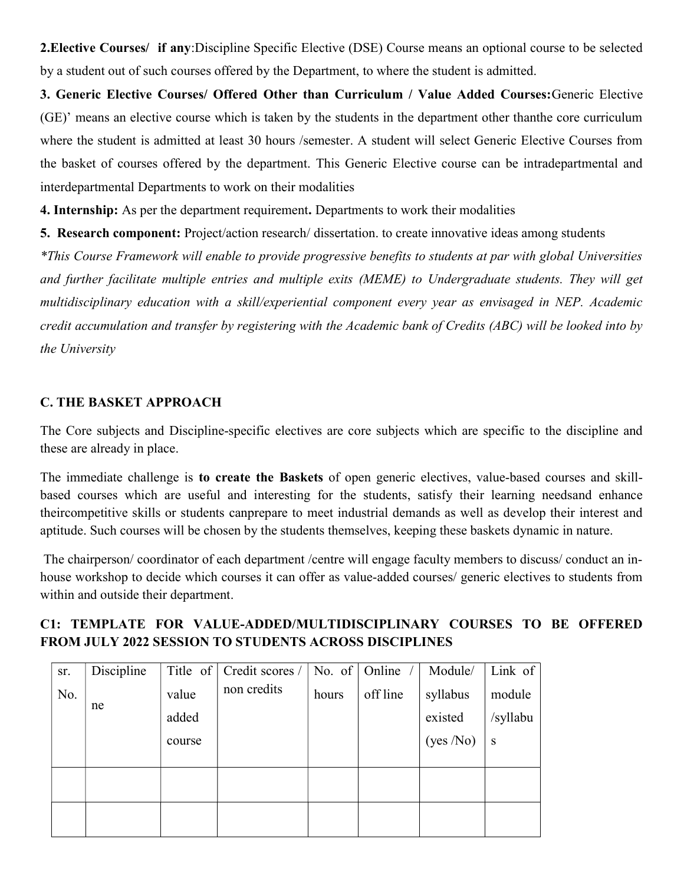**2.Elective Courses/ if any**:Discipline Specific Elective (DSE) Course means an optional course to be selected by a student out of such courses offered by the Department, to where the student is admitted.

**3. Generic Elective Courses/ Offered Other than Curriculum / Value Added Courses:**Generic Elective (GE)' means an elective course which is taken by the students in the department other thanthe core curriculum where the student is admitted at least 30 hours /semester. A student will select Generic Elective Courses from the basket of courses offered by the department. This Generic Elective course can be intradepartmental and interdepartmental Departments to work on their modalities

**4. Internship:** As per the department requirement**.** Departments to work their modalities

**5. Research component:** Project/action research/ dissertation. to create innovative ideas among students

*\*This Course Framework will enable to provide progressive benefits to students at par with global Universities and further facilitate multiple entries and multiple exits (MEME) to Undergraduate students. They will get multidisciplinary education with a skill/experiential component every year as envisaged in NEP. Academic credit accumulation and transfer by registering with the Academic bank of Credits (ABC) will be looked into by the University*

### C. THE BASKET APPROACH

The Core subjects and Discipline-specific electives are core subjects which are specific to the discipline and these are already in place.

The immediate challenge is **to create the Baskets** of open generic electives, value-based courses and skill-based courses which are useful and interesting for the students, satisfy their learning needsand enhance theircompetitive skills or students canprepare to meet industrial demands as well as develop their interest and aptitude. Such courses will be chosen by the students themselves, keeping these baskets dynamic in nature.

The chairperson/ coordinator of each department /centre will engage faculty members to discuss/ conduct an in-house workshop to decide which courses it can offer as value-added courses/ generic electives to students from within and outside their department.

### C1: TEMPLATE FOR VALUE-ADDED/MULTIDISCIPLINARY COURSES TO BE OFFERED FROM JULY 2022 SESSION TO STUDENTS ACROSS DISCIPLINES

| sr. No. | Discipline ne | Title of value added course | Credit scores / non credits | No. of hours | Online / off line | Module/ syllabus existed (yes /No) | Link of module /syllabus |
|---|---|---|---|---|---|---|---|
| | | | | | | | |
| | | | | | | | |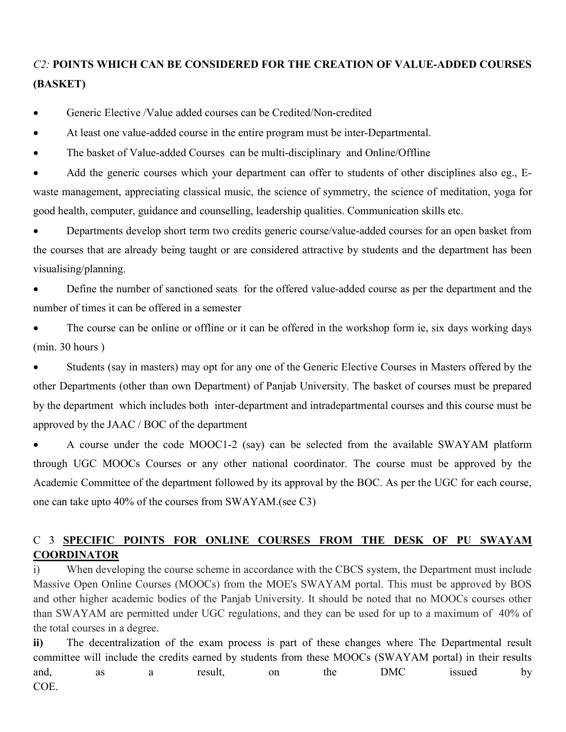## *C2:* POINTS WHICH CAN BE CONSIDERED FOR THE CREATION OF VALUE-ADDED COURSES (BASKET)

- Generic Elective /Value added courses can be Credited/Non-credited
- At least one value-added course in the entire program must be inter-Departmental.
- The basket of Value-added Courses can be multi-disciplinary and Online/Offline
- Add the generic courses which your department can offer to students of other disciplines also eg., E-waste management, appreciating classical music, the science of symmetry, the science of meditation, yoga for good health, computer, guidance and counselling, leadership qualities. Communication skills etc.
- Departments develop short term two credits generic course/value-added courses for an open basket from the courses that are already being taught or are considered attractive by students and the department has been visualising/planning.
- Define the number of sanctioned seats for the offered value-added course as per the department and the number of times it can be offered in a semester
- The course can be online or offline or it can be offered in the workshop form ie, six days working days (min. 30 hours )
- Students (say in masters) may opt for any one of the Generic Elective Courses in Masters offered by the other Departments (other than own Department) of Panjab University. The basket of courses must be prepared by the department which includes both inter-department and intradepartmental courses and this course must be approved by the JAAC / BOC of the department
- A course under the code MOOC1-2 (say) can be selected from the available SWAYAM platform through UGC MOOCs Courses or any other national coordinator. The course must be approved by the Academic Committee of the department followed by its approval by the BOC. As per the UGC for each course, one can take upto 40% of the courses from SWAYAM.(see C3)

## C 3 <u>SPECIFIC POINTS FOR ONLINE COURSES FROM THE DESK OF PU SWAYAM COORDINATOR</u>

i) When developing the course scheme in accordance with the CBCS system, the Department must include Massive Open Online Courses (MOOCs) from the MOE's SWAYAM portal. This must be approved by BOS and other higher academic bodies of the Panjab University. It should be noted that no MOOCs courses other than SWAYAM are permitted under UGC regulations, and they can be used for up to a maximum of 40% of the total courses in a degree.

**ii)** The decentralization of the exam process is part of these changes where The Departmental result committee will include the credits earned by students from these MOOCs (SWAYAM portal) in their results and, as a result, on the DMC issued by COE.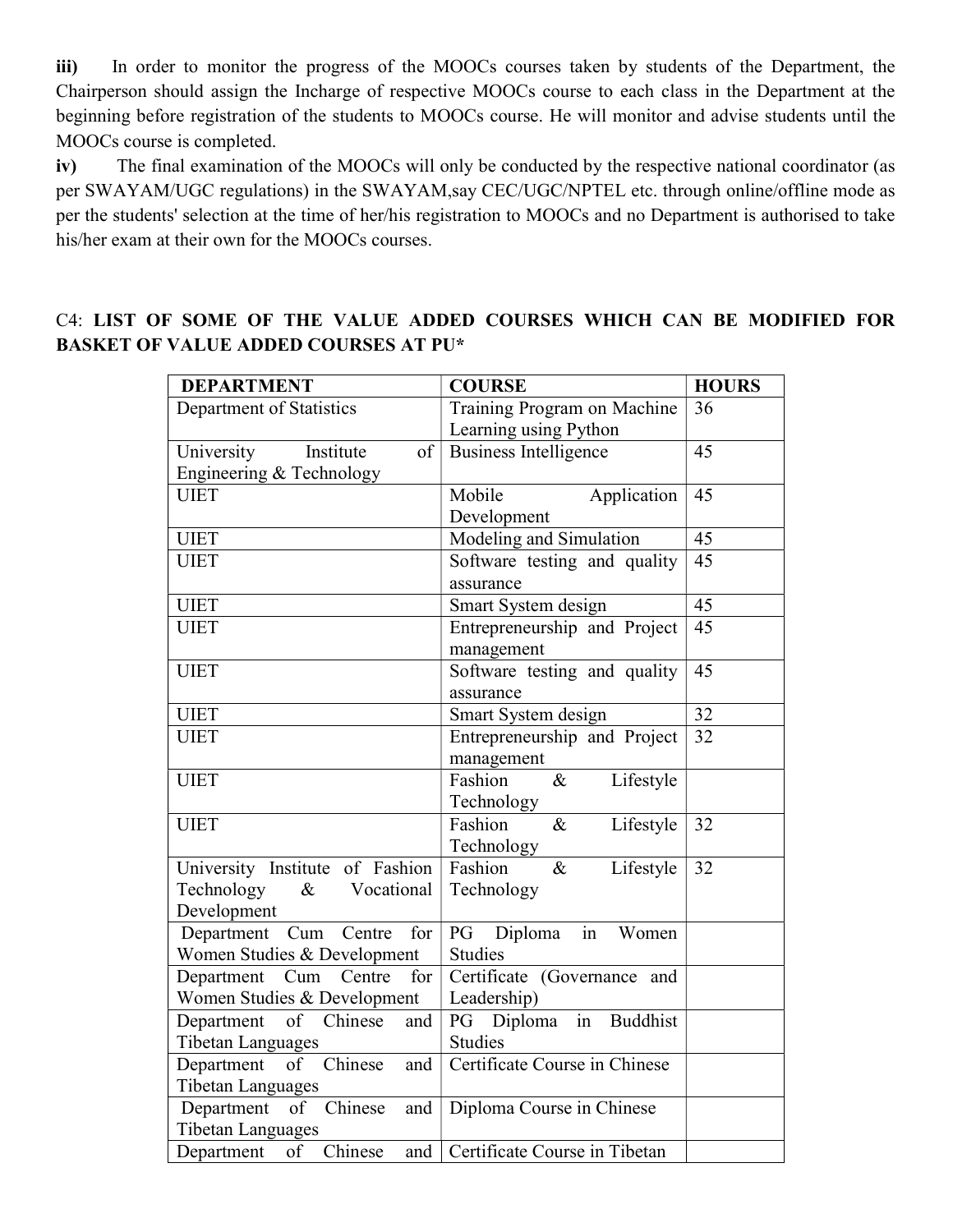**iii)** In order to monitor the progress of the MOOCs courses taken by students of the Department, the Chairperson should assign the Incharge of respective MOOCs course to each class in the Department at the beginning before registration of the students to MOOCs course. He will monitor and advise students until the MOOCs course is completed.

**iv)** The final examination of the MOOCs will only be conducted by the respective national coordinator (as per SWAYAM/UGC regulations) in the SWAYAM,say CEC/UGC/NPTEL etc. through online/offline mode as per the students' selection at the time of her/his registration to MOOCs and no Department is authorised to take his/her exam at their own for the MOOCs courses.

C4: **LIST OF SOME OF THE VALUE ADDED COURSES WHICH CAN BE MODIFIED FOR BASKET OF VALUE ADDED COURSES AT PU***

| DEPARTMENT | COURSE | HOURS |
|---|---|---|
| Department of Statistics | Training Program on Machine Learning using Python | 36 |
| University Institute of Engineering & Technology | Business Intelligence | 45 |
| UIET | Mobile Application Development | 45 |
| UIET | Modeling and Simulation | 45 |
| UIET | Software testing and quality assurance | 45 |
| UIET | Smart System design | 45 |
| UIET | Entrepreneurship and Project management | 45 |
| UIET | Software testing and quality assurance | 45 |
| UIET | Smart System design | 32 |
| UIET | Entrepreneurship and Project management | 32 |
| UIET | Fashion & Lifestyle Technology | |
| UIET | Fashion & Lifestyle Technology | 32 |
| University Institute of Fashion Technology & Vocational Development | Fashion & Lifestyle Technology | 32 |
| Department Cum Centre for Women Studies & Development | PG Diploma in Women Studies | |
| Department Cum Centre for Women Studies & Development | Certificate (Governance and Leadership) | |
| Department of Chinese and Tibetan Languages | PG Diploma in Buddhist Studies | |
| Department of Chinese and Tibetan Languages | Certificate Course in Chinese | |
| Department of Chinese and Tibetan Languages | Diploma Course in Chinese | |
| Department of Chinese and | Certificate Course in Tibetan | |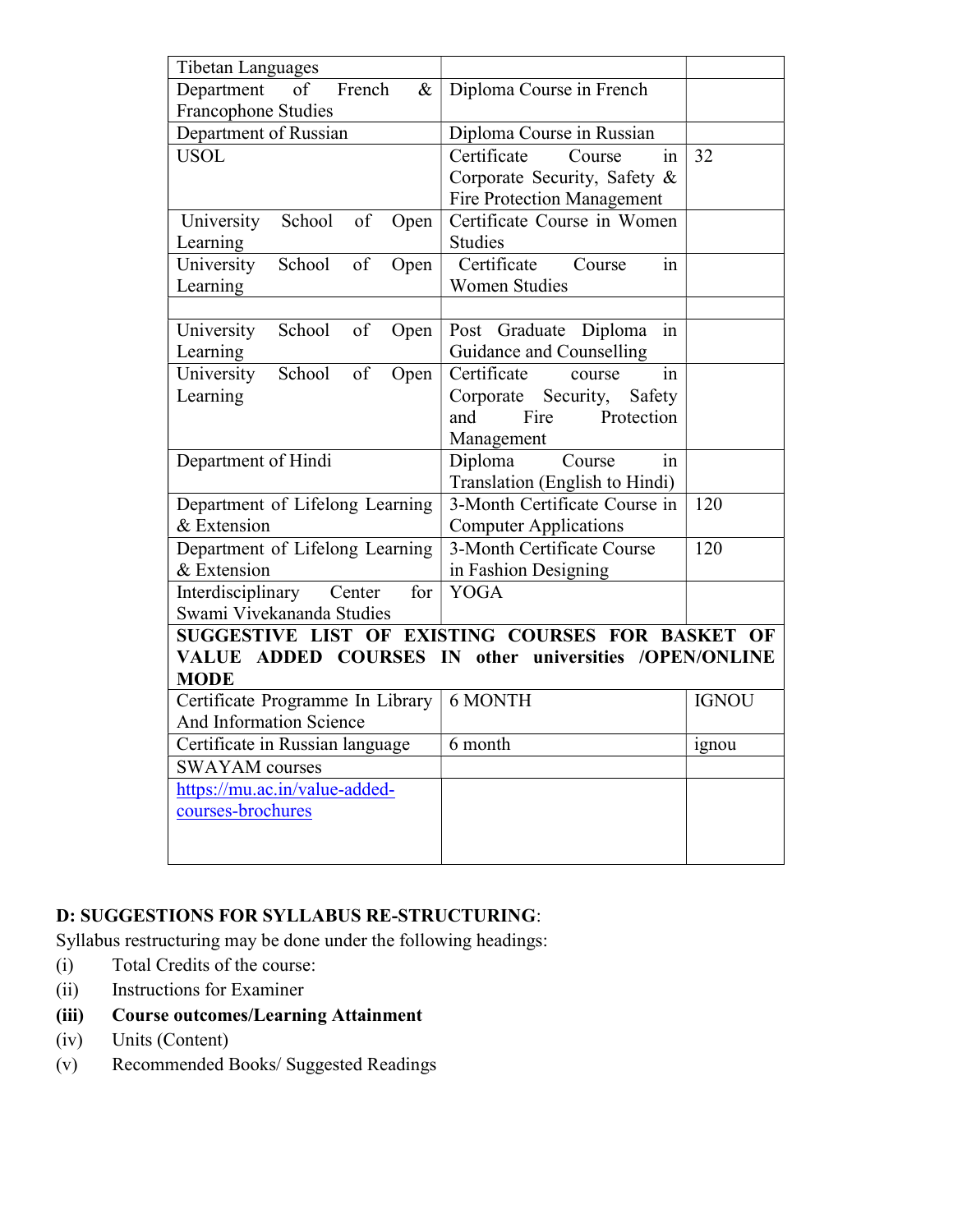| | | |
|---|---|---|
| Tibetan Languages | | |
| Department of French & Francophone Studies | Diploma Course in French | |
| Department of Russian | Diploma Course in Russian | |
| USOL | Certificate Course in Corporate Security, Safety & Fire Protection Management | 32 |
| University School of Open Learning | Certificate Course in Women Studies | |
| University School of Open Learning | Certificate Course in Women Studies | |
| | | |
| University School of Open Learning | Post Graduate Diploma in Guidance and Counselling | |
| University School of Open Learning | Certificate course in Corporate Security, Safety and Fire Protection Management | |
| Department of Hindi | Diploma Course in Translation (English to Hindi) | |
| Department of Lifelong Learning & Extension | 3-Month Certificate Course in Computer Applications | 120 |
| Department of Lifelong Learning & Extension | 3-Month Certificate Course in Fashion Designing | 120 |
| Interdisciplinary Center for Swami Vivekananda Studies | YOGA | |
| **SUGGESTIVE LIST OF EXISTING COURSES FOR BASKET OF VALUE ADDED COURSES IN other universities /OPEN/ONLINE MODE** | | |
| Certificate Programme In Library And Information Science | 6 MONTH | IGNOU |
| Certificate in Russian language | 6 month | ignou |
| SWAYAM courses | | |
| https://mu.ac.in/value-added-courses-brochures | | |

**D: SUGGESTIONS FOR SYLLABUS RE-STRUCTURING**:

Syllabus restructuring may be done under the following headings:

(i) Total Credits of the course:

(ii) Instructions for Examiner

**(iii) Course outcomes/Learning Attainment**

(iv) Units (Content)

(v) Recommended Books/ Suggested Readings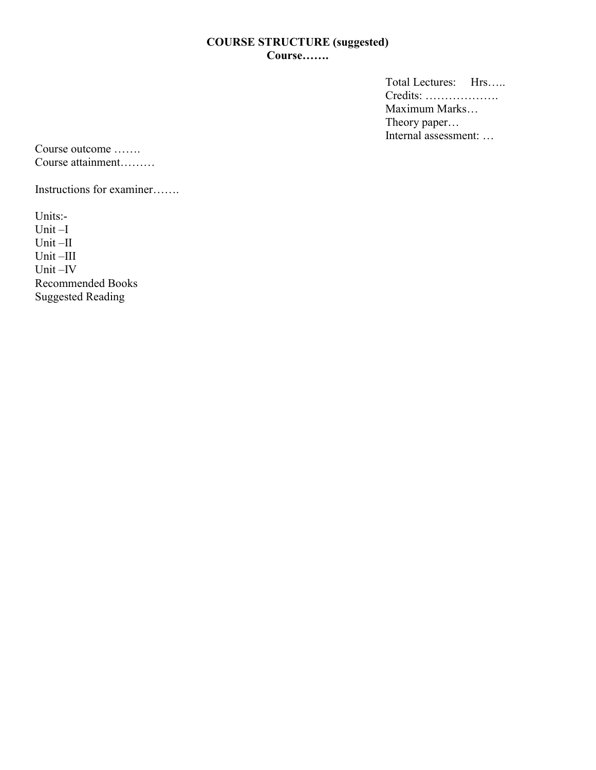**COURSE STRUCTURE (suggested)**
**Course…….**

Total Lectures: Hrs…..
Credits: ……………….
Maximum Marks…
Theory paper…
Internal assessment: …

Course outcome …….
Course attainment………

Instructions for examiner…….

Units:-
Unit –I
Unit –II
Unit –III
Unit –IV
Recommended Books
Suggested Reading